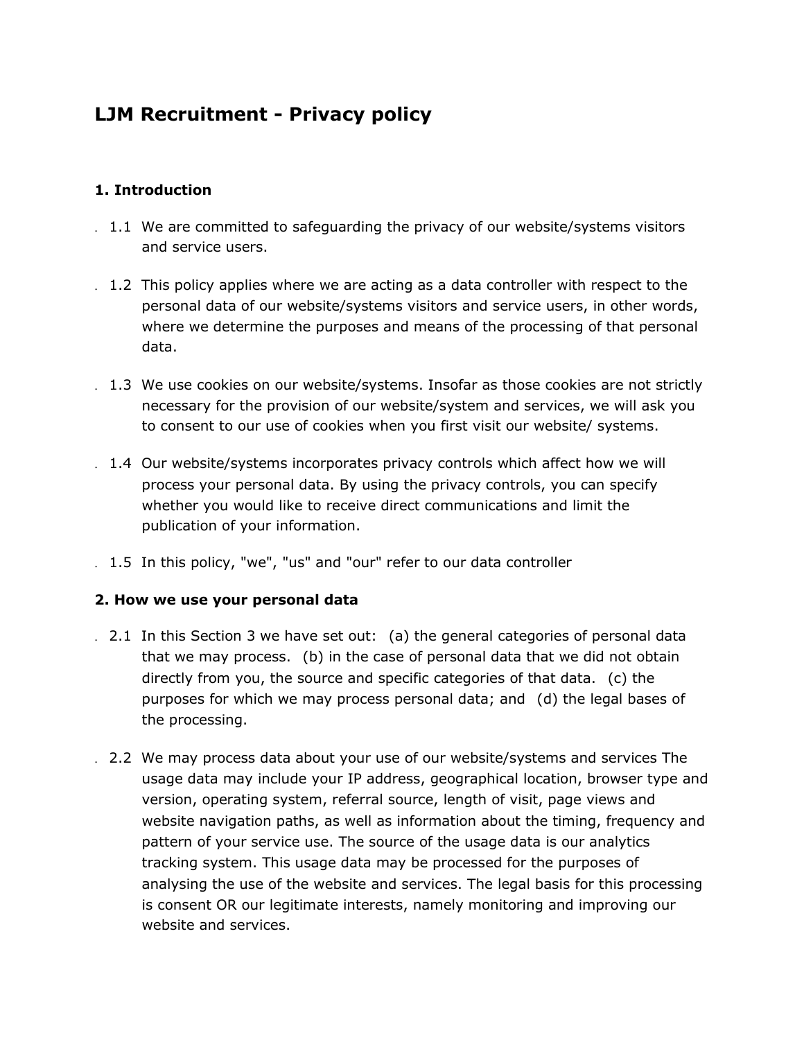# LJM Recruitment - Privacy policy

## 1. Introduction

- 1.1 We are committed to safeguarding the privacy of our website/systems visitors and service users.
- 1.2 This policy applies where we are acting as a data controller with respect to the personal data of our website/systems visitors and service users, in other words, where we determine the purposes and means of the processing of that personal data.
- 1.3 We use cookies on our website/systems. Insofar as those cookies are not strictly necessary for the provision of our website/system and services, we will ask you to consent to our use of cookies when you first visit our website/ systems.
- 1.4 Our website/systems incorporates privacy controls which affect how we will process your personal data. By using the privacy controls, you can specify whether you would like to receive direct communications and limit the publication of your information.
- 1.5 In this policy, "we", "us" and "our" refer to our data controller

## 2. How we use your personal data

- 2.1 In this Section 3 we have set out: (a) the general categories of personal data that we may process. (b) in the case of personal data that we did not obtain directly from you, the source and specific categories of that data. (c) the purposes for which we may process personal data; and (d) the legal bases of the processing.
- 2.2 We may process data about your use of our website/systems and services The usage data may include your IP address, geographical location, browser type and version, operating system, referral source, length of visit, page views and website navigation paths, as well as information about the timing, frequency and pattern of your service use. The source of the usage data is our analytics tracking system. This usage data may be processed for the purposes of analysing the use of the website and services. The legal basis for this processing is consent OR our legitimate interests, namely monitoring and improving our website and services.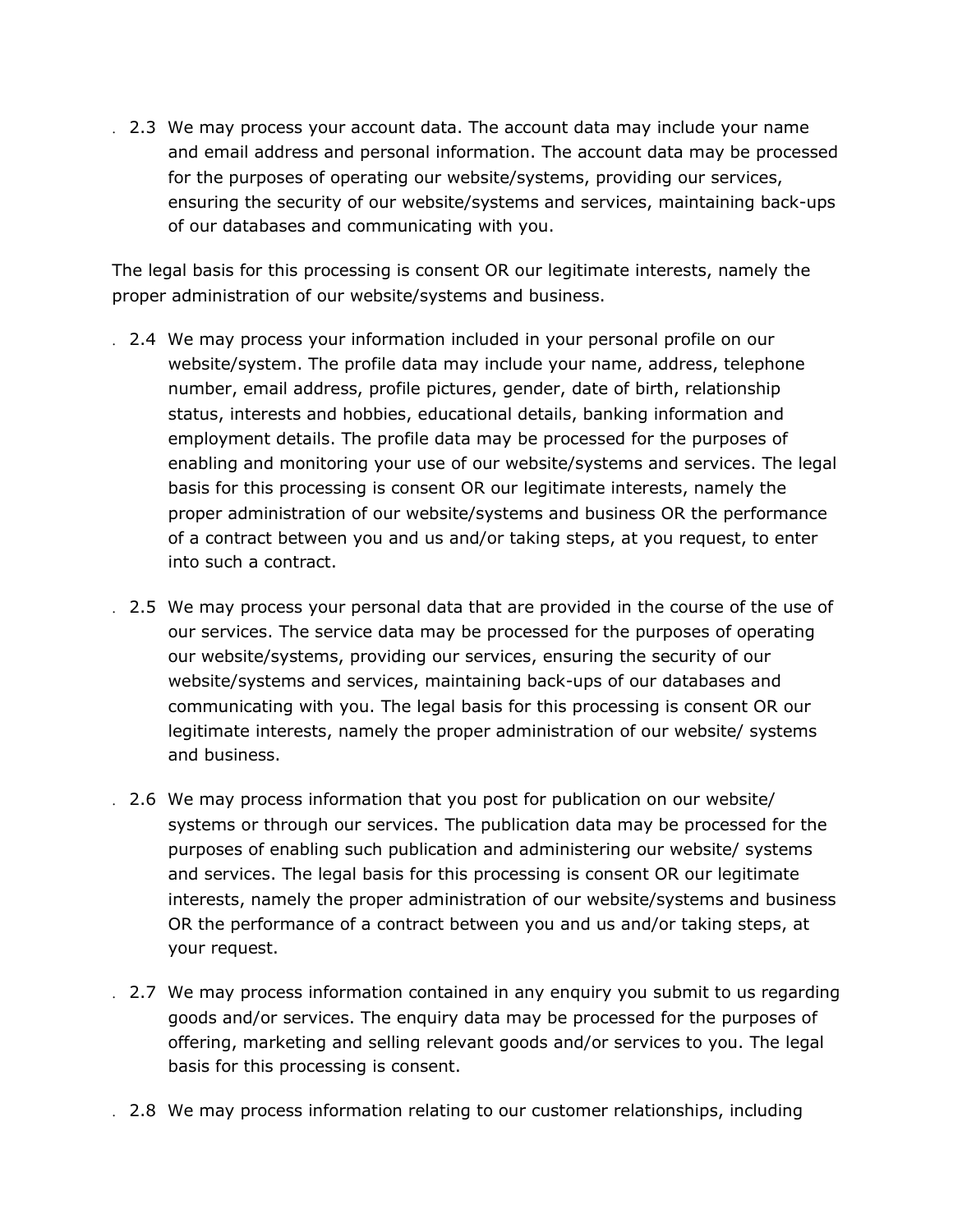2.3 We may process your account data. The account data may include your name and email address and personal information. The account data may be processed for the purposes of operating our website/systems, providing our services, ensuring the security of our website/systems and services, maintaining back-ups of our databases and communicating with you.

The legal basis for this processing is consent OR our legitimate interests, namely the proper administration of our website/systems and business.

2.4 We may process your information included in your personal profile on our website/system. The profile data may include your name, address, telephone number, email address, profile pictures, gender, date of birth, relationship status, interests and hobbies, educational details, banking information and employment details. The profile data may be processed for the purposes of enabling and monitoring your use of our website/systems and services. The legal basis for this processing is consent OR our legitimate interests, namely the proper administration of our website/systems and business OR the performance of a contract between you and us and/or taking steps, at you request, to enter into such a contract.

2.5 We may process your personal data that are provided in the course of the use of our services. The service data may be processed for the purposes of operating our website/systems, providing our services, ensuring the security of our website/systems and services, maintaining back-ups of our databases and communicating with you. The legal basis for this processing is consent OR our legitimate interests, namely the proper administration of our website/ systems and business.

2.6 We may process information that you post for publication on our website/ systems or through our services. The publication data may be processed for the purposes of enabling such publication and administering our website/ systems and services. The legal basis for this processing is consent OR our legitimate interests, namely the proper administration of our website/systems and business OR the performance of a contract between you and us and/or taking steps, at your request.

2.7 We may process information contained in any enquiry you submit to us regarding goods and/or services. The enquiry data may be processed for the purposes of offering, marketing and selling relevant goods and/or services to you. The legal basis for this processing is consent.

2.8 We may process information relating to our customer relationships, including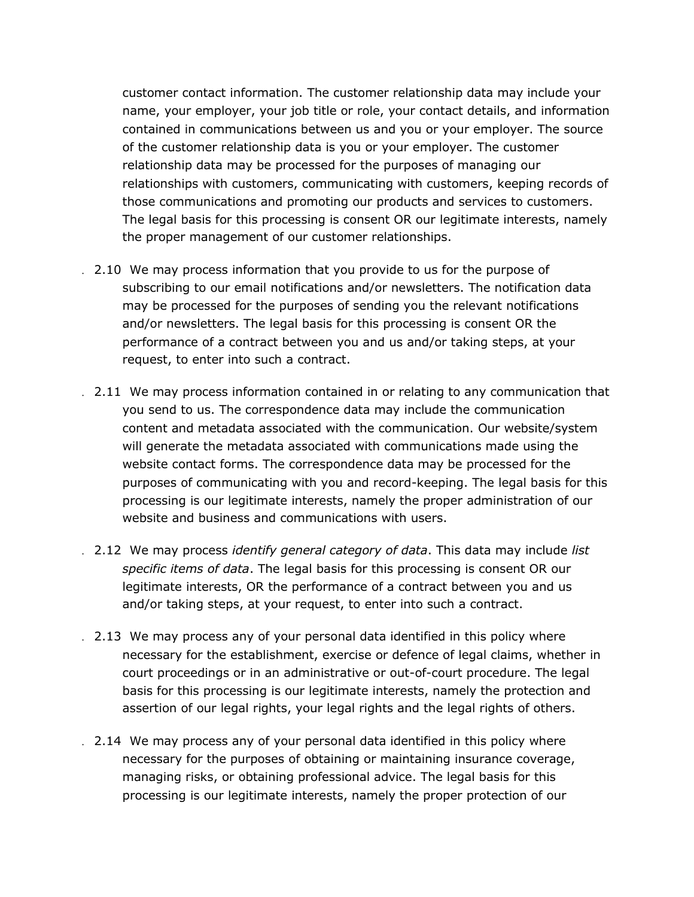customer contact information. The customer relationship data may include your name, your employer, your job title or role, your contact details, and information contained in communications between us and you or your employer. The source of the customer relationship data is you or your employer. The customer relationship data may be processed for the purposes of managing our relationships with customers, communicating with customers, keeping records of those communications and promoting our products and services to customers. The legal basis for this processing is consent OR our legitimate interests, namely the proper management of our customer relationships.

2.10 We may process information that you provide to us for the purpose of subscribing to our email notifications and/or newsletters. The notification data may be processed for the purposes of sending you the relevant notifications and/or newsletters. The legal basis for this processing is consent OR the performance of a contract between you and us and/or taking steps, at your request, to enter into such a contract.

2.11 We may process information contained in or relating to any communication that you send to us. The correspondence data may include the communication content and metadata associated with the communication. Our website/system will generate the metadata associated with communications made using the website contact forms. The correspondence data may be processed for the purposes of communicating with you and record-keeping. The legal basis for this processing is our legitimate interests, namely the proper administration of our website and business and communications with users.

2.12 We may process *identify general category of data*. This data may include *list specific items of data*. The legal basis for this processing is consent OR our legitimate interests, OR the performance of a contract between you and us and/or taking steps, at your request, to enter into such a contract.

2.13 We may process any of your personal data identified in this policy where necessary for the establishment, exercise or defence of legal claims, whether in court proceedings or in an administrative or out-of-court procedure. The legal basis for this processing is our legitimate interests, namely the protection and assertion of our legal rights, your legal rights and the legal rights of others.

2.14 We may process any of your personal data identified in this policy where necessary for the purposes of obtaining or maintaining insurance coverage, managing risks, or obtaining professional advice. The legal basis for this processing is our legitimate interests, namely the proper protection of our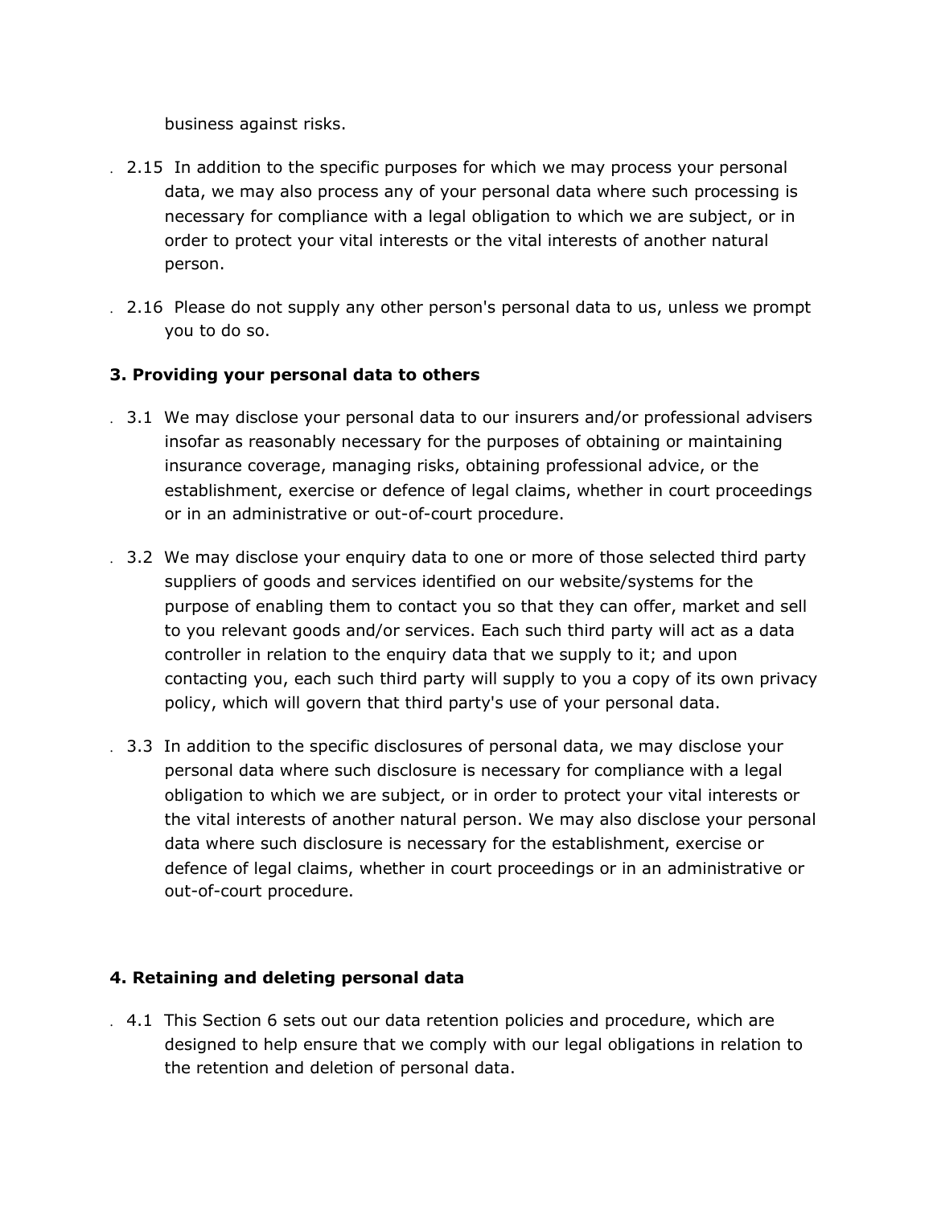business against risks.

2.15 In addition to the specific purposes for which we may process your personal data, we may also process any of your personal data where such processing is necessary for compliance with a legal obligation to which we are subject, or in order to protect your vital interests or the vital interests of another natural person.

2.16 Please do not supply any other person's personal data to us, unless we prompt you to do so.

**3. Providing your personal data to others**

3.1 We may disclose your personal data to our insurers and/or professional advisers insofar as reasonably necessary for the purposes of obtaining or maintaining insurance coverage, managing risks, obtaining professional advice, or the establishment, exercise or defence of legal claims, whether in court proceedings or in an administrative or out-of-court procedure.

3.2 We may disclose your enquiry data to one or more of those selected third party suppliers of goods and services identified on our website/systems for the purpose of enabling them to contact you so that they can offer, market and sell to you relevant goods and/or services. Each such third party will act as a data controller in relation to the enquiry data that we supply to it; and upon contacting you, each such third party will supply to you a copy of its own privacy policy, which will govern that third party's use of your personal data.

3.3 In addition to the specific disclosures of personal data, we may disclose your personal data where such disclosure is necessary for compliance with a legal obligation to which we are subject, or in order to protect your vital interests or the vital interests of another natural person. We may also disclose your personal data where such disclosure is necessary for the establishment, exercise or defence of legal claims, whether in court proceedings or in an administrative or out-of-court procedure.

**4. Retaining and deleting personal data**

4.1 This Section 6 sets out our data retention policies and procedure, which are designed to help ensure that we comply with our legal obligations in relation to the retention and deletion of personal data.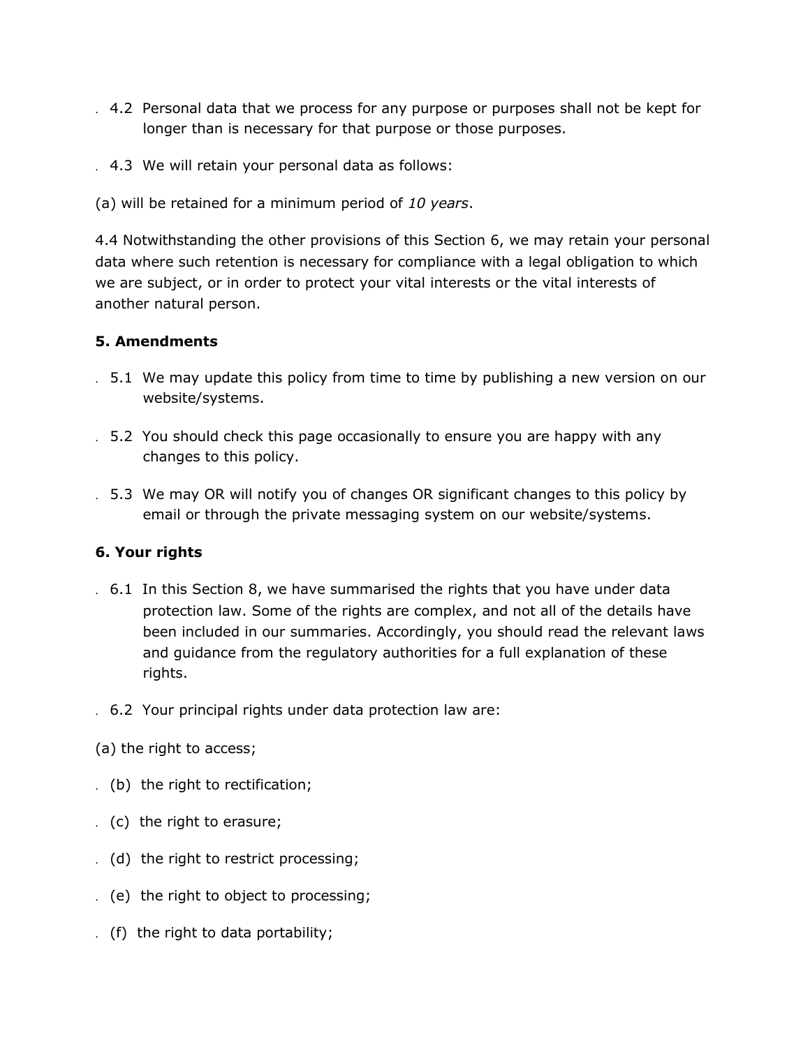4.2 Personal data that we process for any purpose or purposes shall not be kept for longer than is necessary for that purpose or those purposes.

4.3 We will retain your personal data as follows:

(a) will be retained for a minimum period of *10 years*.

4.4 Notwithstanding the other provisions of this Section 6, we may retain your personal data where such retention is necessary for compliance with a legal obligation to which we are subject, or in order to protect your vital interests or the vital interests of another natural person.

**5. Amendments**

5.1 We may update this policy from time to time by publishing a new version on our website/systems.

5.2 You should check this page occasionally to ensure you are happy with any changes to this policy.

5.3 We may OR will notify you of changes OR significant changes to this policy by email or through the private messaging system on our website/systems.

**6. Your rights**

6.1 In this Section 8, we have summarised the rights that you have under data protection law. Some of the rights are complex, and not all of the details have been included in our summaries. Accordingly, you should read the relevant laws and guidance from the regulatory authorities for a full explanation of these rights.

6.2 Your principal rights under data protection law are:

(a) the right to access;

(b) the right to rectification;

(c) the right to erasure;

(d) the right to restrict processing;

(e) the right to object to processing;

(f) the right to data portability;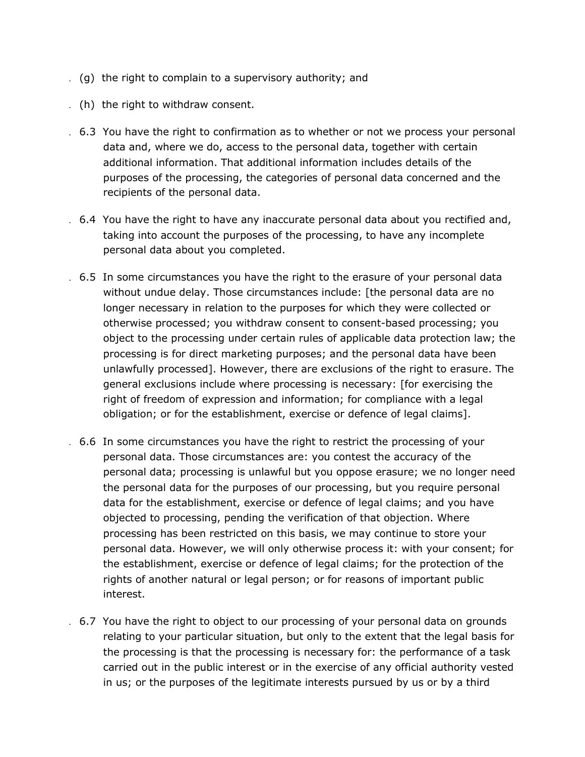(g) the right to complain to a supervisory authority; and

(h) the right to withdraw consent.

6.3 You have the right to confirmation as to whether or not we process your personal data and, where we do, access to the personal data, together with certain additional information. That additional information includes details of the purposes of the processing, the categories of personal data concerned and the recipients of the personal data.

6.4 You have the right to have any inaccurate personal data about you rectified and, taking into account the purposes of the processing, to have any incomplete personal data about you completed.

6.5 In some circumstances you have the right to the erasure of your personal data without undue delay. Those circumstances include: [the personal data are no longer necessary in relation to the purposes for which they were collected or otherwise processed; you withdraw consent to consent-based processing; you object to the processing under certain rules of applicable data protection law; the processing is for direct marketing purposes; and the personal data have been unlawfully processed]. However, there are exclusions of the right to erasure. The general exclusions include where processing is necessary: [for exercising the right of freedom of expression and information; for compliance with a legal obligation; or for the establishment, exercise or defence of legal claims].

6.6 In some circumstances you have the right to restrict the processing of your personal data. Those circumstances are: you contest the accuracy of the personal data; processing is unlawful but you oppose erasure; we no longer need the personal data for the purposes of our processing, but you require personal data for the establishment, exercise or defence of legal claims; and you have objected to processing, pending the verification of that objection. Where processing has been restricted on this basis, we may continue to store your personal data. However, we will only otherwise process it: with your consent; for the establishment, exercise or defence of legal claims; for the protection of the rights of another natural or legal person; or for reasons of important public interest.

6.7 You have the right to object to our processing of your personal data on grounds relating to your particular situation, but only to the extent that the legal basis for the processing is that the processing is necessary for: the performance of a task carried out in the public interest or in the exercise of any official authority vested in us; or the purposes of the legitimate interests pursued by us or by a third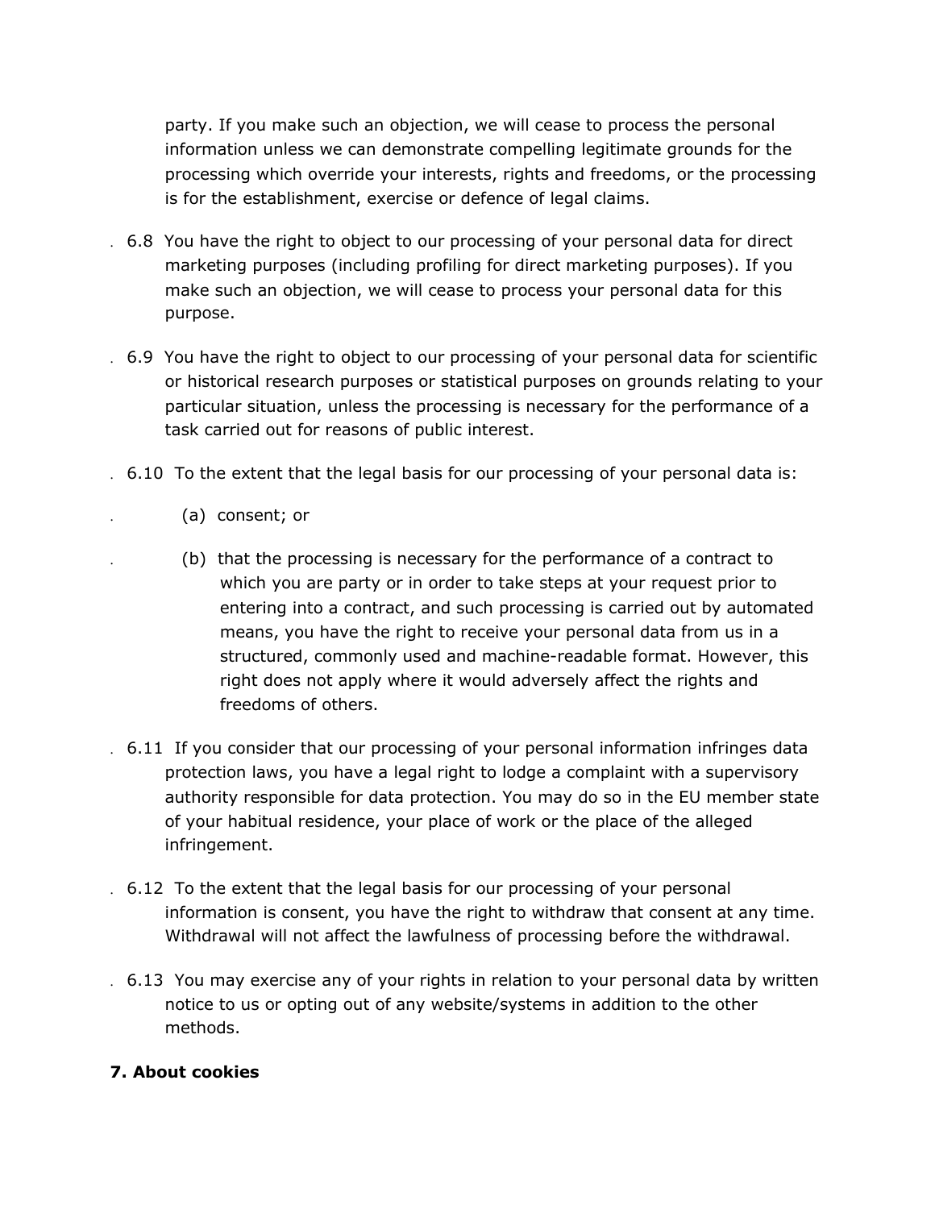party. If you make such an objection, we will cease to process the personal information unless we can demonstrate compelling legitimate grounds for the processing which override your interests, rights and freedoms, or the processing is for the establishment, exercise or defence of legal claims.

6.8 You have the right to object to our processing of your personal data for direct marketing purposes (including profiling for direct marketing purposes). If you make such an objection, we will cease to process your personal data for this purpose.

6.9 You have the right to object to our processing of your personal data for scientific or historical research purposes or statistical purposes on grounds relating to your particular situation, unless the processing is necessary for the performance of a task carried out for reasons of public interest.

6.10 To the extent that the legal basis for our processing of your personal data is:

(a) consent; or

(b) that the processing is necessary for the performance of a contract to which you are party or in order to take steps at your request prior to entering into a contract, and such processing is carried out by automated means, you have the right to receive your personal data from us in a structured, commonly used and machine-readable format. However, this right does not apply where it would adversely affect the rights and freedoms of others.

6.11 If you consider that our processing of your personal information infringes data protection laws, you have a legal right to lodge a complaint with a supervisory authority responsible for data protection. You may do so in the EU member state of your habitual residence, your place of work or the place of the alleged infringement.

6.12 To the extent that the legal basis for our processing of your personal information is consent, you have the right to withdraw that consent at any time. Withdrawal will not affect the lawfulness of processing before the withdrawal.

6.13 You may exercise any of your rights in relation to your personal data by written notice to us or opting out of any website/systems in addition to the other methods.

**7. About cookies**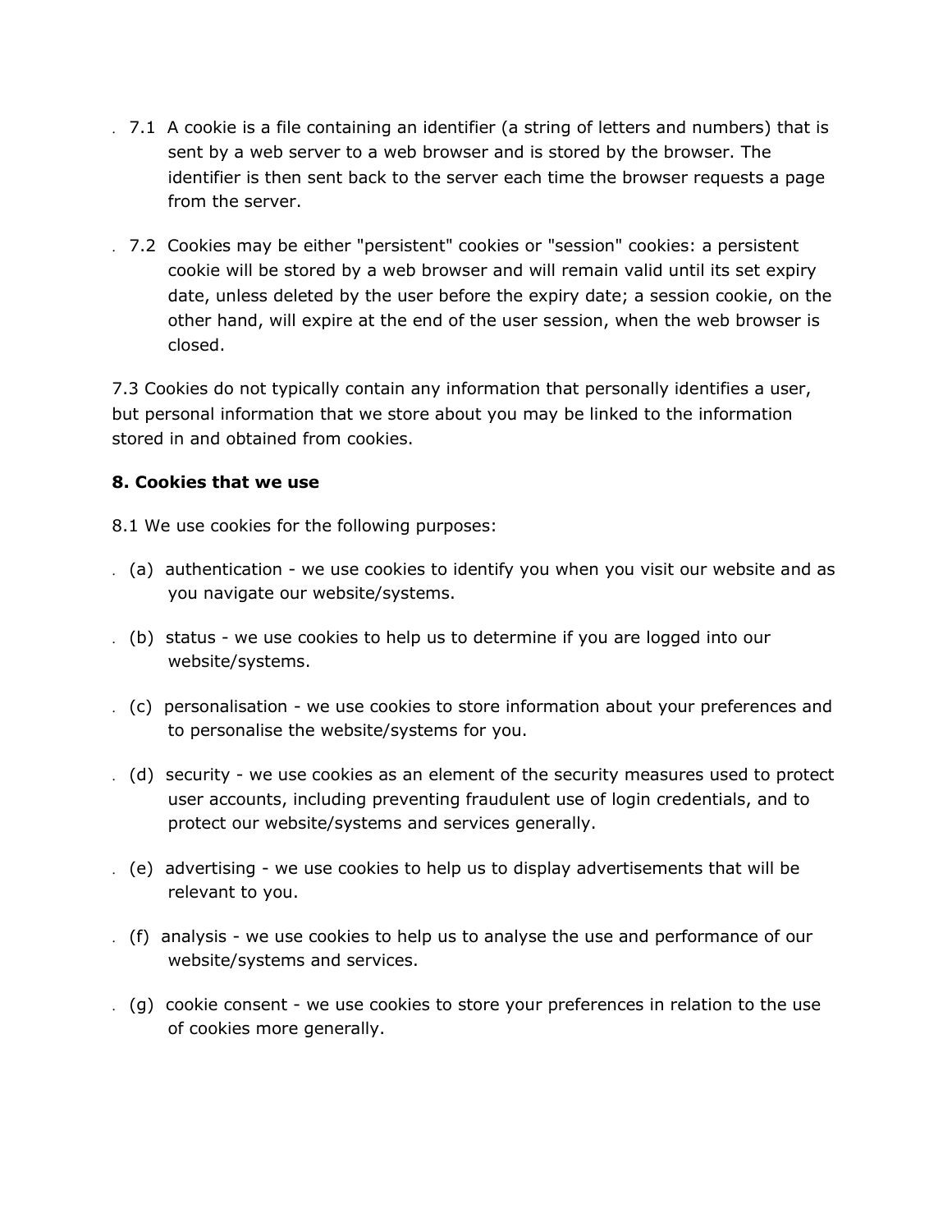7.1 A cookie is a file containing an identifier (a string of letters and numbers) that is sent by a web server to a web browser and is stored by the browser. The identifier is then sent back to the server each time the browser requests a page from the server.

7.2 Cookies may be either "persistent" cookies or "session" cookies: a persistent cookie will be stored by a web browser and will remain valid until its set expiry date, unless deleted by the user before the expiry date; a session cookie, on the other hand, will expire at the end of the user session, when the web browser is closed.

7.3 Cookies do not typically contain any information that personally identifies a user, but personal information that we store about you may be linked to the information stored in and obtained from cookies.

**8. Cookies that we use**

8.1 We use cookies for the following purposes:

- (a) authentication - we use cookies to identify you when you visit our website and as you navigate our website/systems.
- (b) status - we use cookies to help us to determine if you are logged into our website/systems.
- (c) personalisation - we use cookies to store information about your preferences and to personalise the website/systems for you.
- (d) security - we use cookies as an element of the security measures used to protect user accounts, including preventing fraudulent use of login credentials, and to protect our website/systems and services generally.
- (e) advertising - we use cookies to help us to display advertisements that will be relevant to you.
- (f) analysis - we use cookies to help us to analyse the use and performance of our website/systems and services.
- (g) cookie consent - we use cookies to store your preferences in relation to the use of cookies more generally.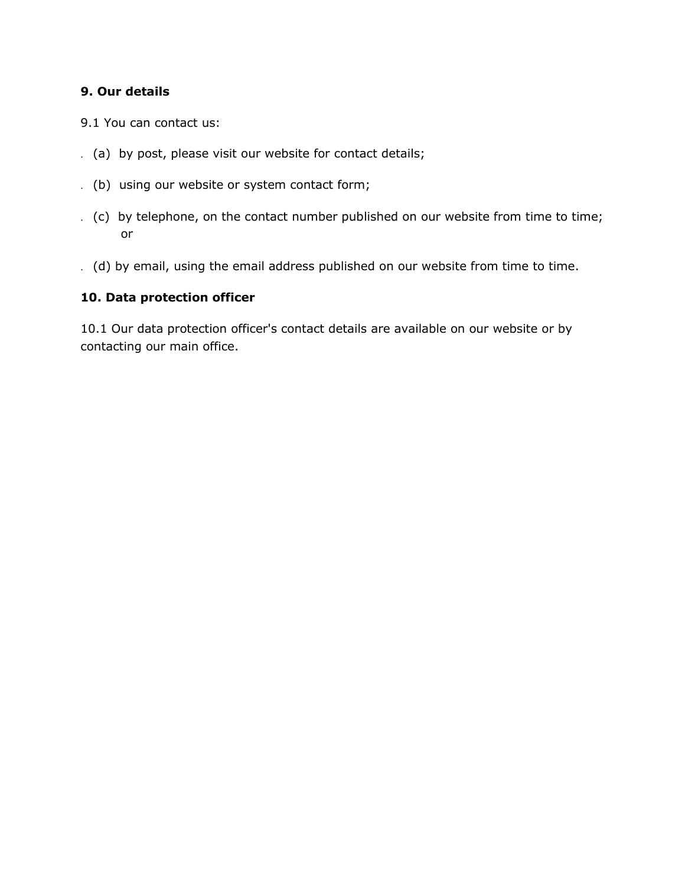**9. Our details**

9.1 You can contact us:

- (a) by post, please visit our website for contact details;
- (b) using our website or system contact form;
- (c) by telephone, on the contact number published on our website from time to time; or
- (d) by email, using the email address published on our website from time to time.

**10. Data protection officer**

10.1 Our data protection officer's contact details are available on our website or by contacting our main office.